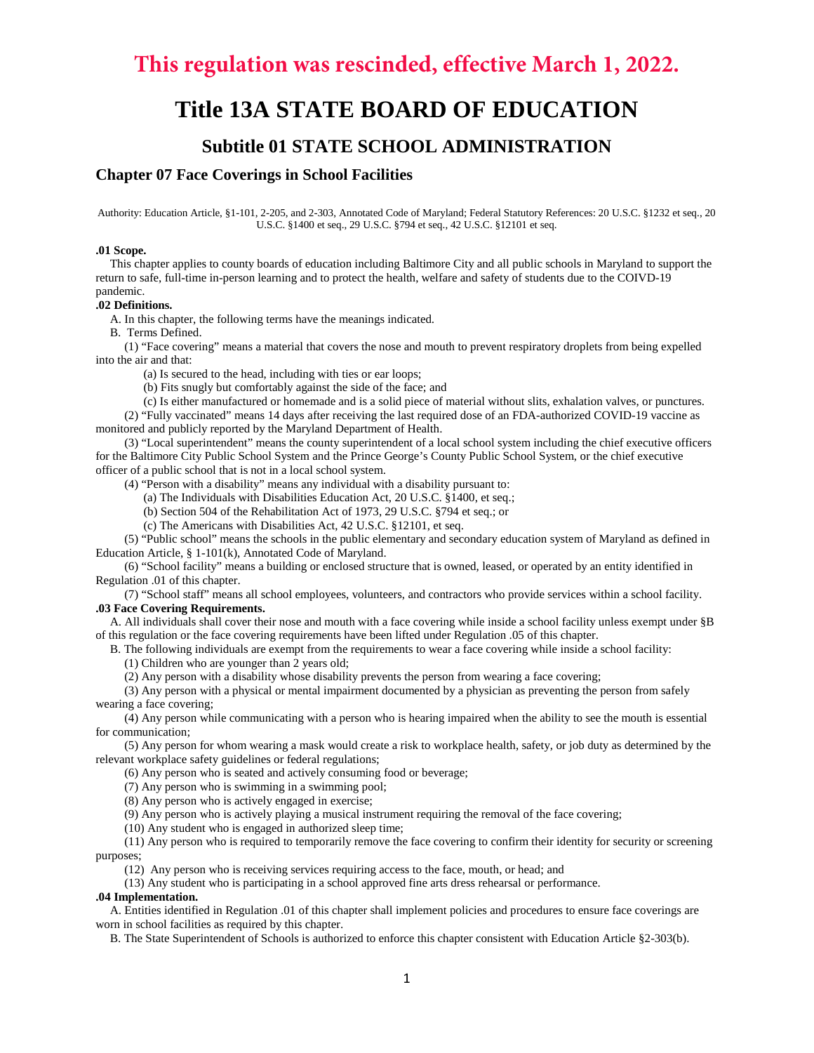# This regulation was rescinded, effective March 1, 2022.

# Title 13A STATE BOARD OF EDUCATION

## Subtitle 01 STATE SCHOOL ADMINISTRATION

### Chapter 07 Face Coverings in School Facilities

Authority: Education Article, §1-101, 2-205, and 2-303, Annotated Code of Maryland; Federal Statutory References: 20 U.S.C. §1232 et seq., 20 U.S.C. §1400 et seq., 29 U.S.C. §794 et seq., 42 U.S.C. §12101 et seq.

**.01 Scope.**

This chapter applies to county boards of education including Baltimore City and all public schools in Maryland to support the return to safe, full-time in-person learning and to protect the health, welfare and safety of students due to the COIVD-19 pandemic.

**.02 Definitions.**

A. In this chapter, the following terms have the meanings indicated.

B. Terms Defined.

(1) "Face covering" means a material that covers the nose and mouth to prevent respiratory droplets from being expelled into the air and that:

(a) Is secured to the head, including with ties or ear loops;

(b) Fits snugly but comfortably against the side of the face; and

(c) Is either manufactured or homemade and is a solid piece of material without slits, exhalation valves, or punctures.

(2) "Fully vaccinated" means 14 days after receiving the last required dose of an FDA-authorized COVID-19 vaccine as monitored and publicly reported by the Maryland Department of Health.

(3) "Local superintendent" means the county superintendent of a local school system including the chief executive officers for the Baltimore City Public School System and the Prince George's County Public School System, or the chief executive officer of a public school that is not in a local school system.

(4) "Person with a disability" means any individual with a disability pursuant to:

(a) The Individuals with Disabilities Education Act, 20 U.S.C. §1400, et seq.;

(b) Section 504 of the Rehabilitation Act of 1973, 29 U.S.C. §794 et seq.; or

(c) The Americans with Disabilities Act, 42 U.S.C. §12101, et seq.

(5) "Public school" means the schools in the public elementary and secondary education system of Maryland as defined in Education Article, § 1-101(k), Annotated Code of Maryland.

(6) "School facility" means a building or enclosed structure that is owned, leased, or operated by an entity identified in Regulation .01 of this chapter.

(7) "School staff" means all school employees, volunteers, and contractors who provide services within a school facility.

**.03 Face Covering Requirements.**

A. All individuals shall cover their nose and mouth with a face covering while inside a school facility unless exempt under §B of this regulation or the face covering requirements have been lifted under Regulation .05 of this chapter.

B. The following individuals are exempt from the requirements to wear a face covering while inside a school facility:

(1) Children who are younger than 2 years old;

(2) Any person with a disability whose disability prevents the person from wearing a face covering;

(3) Any person with a physical or mental impairment documented by a physician as preventing the person from safely wearing a face covering;

(4) Any person while communicating with a person who is hearing impaired when the ability to see the mouth is essential for communication;

(5) Any person for whom wearing a mask would create a risk to workplace health, safety, or job duty as determined by the relevant workplace safety guidelines or federal regulations;

(6) Any person who is seated and actively consuming food or beverage;

(7) Any person who is swimming in a swimming pool;

(8) Any person who is actively engaged in exercise;

(9) Any person who is actively playing a musical instrument requiring the removal of the face covering;

(10) Any student who is engaged in authorized sleep time;

(11) Any person who is required to temporarily remove the face covering to confirm their identity for security or screening purposes;

(12) Any person who is receiving services requiring access to the face, mouth, or head; and

(13) Any student who is participating in a school approved fine arts dress rehearsal or performance.

**.04 Implementation.**

A. Entities identified in Regulation .01 of this chapter shall implement policies and procedures to ensure face coverings are worn in school facilities as required by this chapter.

B. The State Superintendent of Schools is authorized to enforce this chapter consistent with Education Article §2-303(b).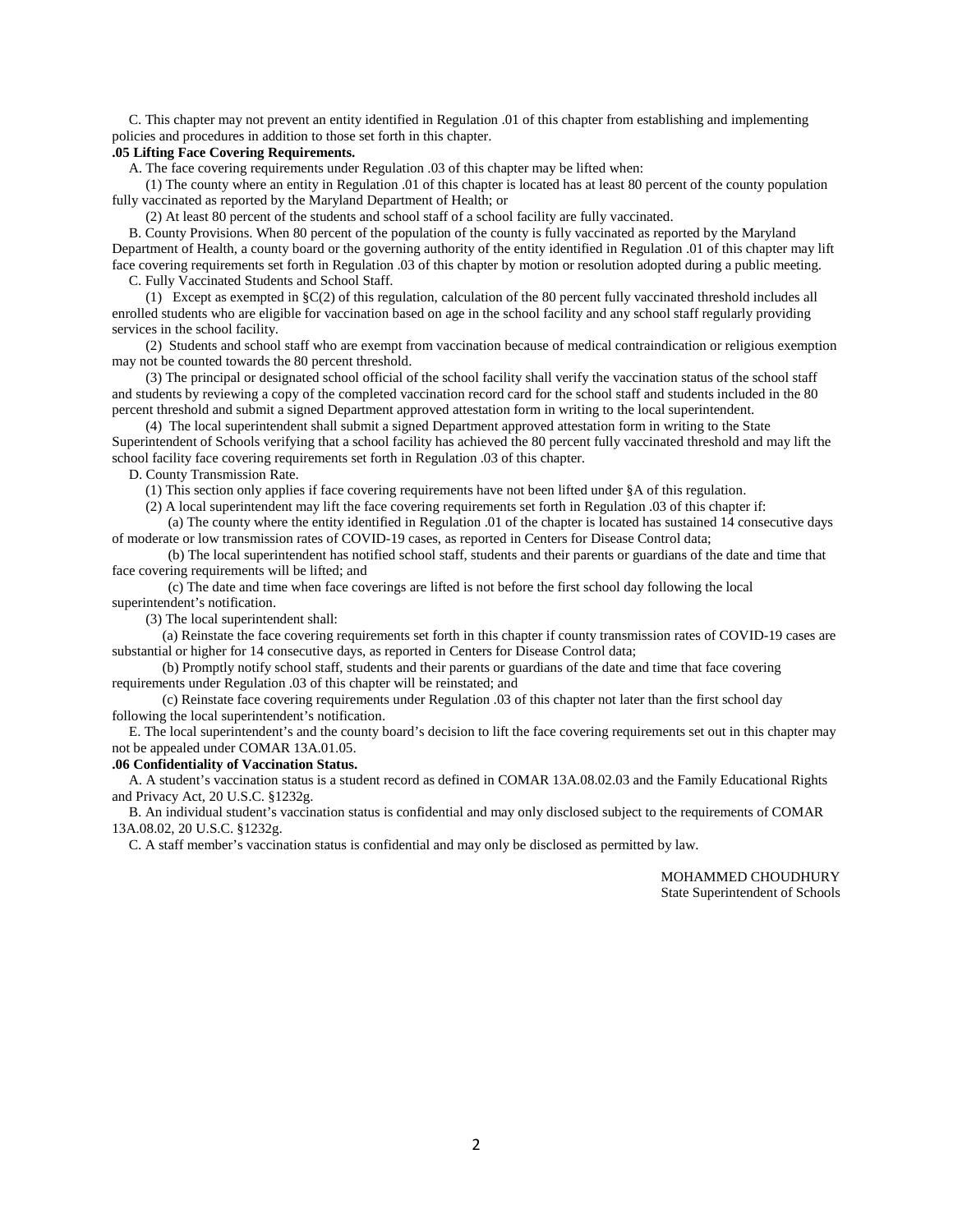C. This chapter may not prevent an entity identified in Regulation .01 of this chapter from establishing and implementing policies and procedures in addition to those set forth in this chapter.

**.05 Lifting Face Covering Requirements.**

A. The face covering requirements under Regulation .03 of this chapter may be lifted when:

(1) The county where an entity in Regulation .01 of this chapter is located has at least 80 percent of the county population fully vaccinated as reported by the Maryland Department of Health; or

(2) At least 80 percent of the students and school staff of a school facility are fully vaccinated.

B. County Provisions. When 80 percent of the population of the county is fully vaccinated as reported by the Maryland Department of Health, a county board or the governing authority of the entity identified in Regulation .01 of this chapter may lift face covering requirements set forth in Regulation .03 of this chapter by motion or resolution adopted during a public meeting.

C. Fully Vaccinated Students and School Staff.

(1) Except as exempted in §C(2) of this regulation, calculation of the 80 percent fully vaccinated threshold includes all enrolled students who are eligible for vaccination based on age in the school facility and any school staff regularly providing services in the school facility.

(2) Students and school staff who are exempt from vaccination because of medical contraindication or religious exemption may not be counted towards the 80 percent threshold.

(3) The principal or designated school official of the school facility shall verify the vaccination status of the school staff and students by reviewing a copy of the completed vaccination record card for the school staff and students included in the 80 percent threshold and submit a signed Department approved attestation form in writing to the local superintendent.

(4) The local superintendent shall submit a signed Department approved attestation form in writing to the State Superintendent of Schools verifying that a school facility has achieved the 80 percent fully vaccinated threshold and may lift the school facility face covering requirements set forth in Regulation .03 of this chapter.

D. County Transmission Rate.

(1) This section only applies if face covering requirements have not been lifted under §A of this regulation.

(2) A local superintendent may lift the face covering requirements set forth in Regulation .03 of this chapter if:

(a) The county where the entity identified in Regulation .01 of the chapter is located has sustained 14 consecutive days of moderate or low transmission rates of COVID-19 cases, as reported in Centers for Disease Control data;

(b) The local superintendent has notified school staff, students and their parents or guardians of the date and time that face covering requirements will be lifted; and

(c) The date and time when face coverings are lifted is not before the first school day following the local superintendent's notification.

(3) The local superintendent shall:

(a) Reinstate the face covering requirements set forth in this chapter if county transmission rates of COVID-19 cases are substantial or higher for 14 consecutive days, as reported in Centers for Disease Control data;

(b) Promptly notify school staff, students and their parents or guardians of the date and time that face covering requirements under Regulation .03 of this chapter will be reinstated; and

(c) Reinstate face covering requirements under Regulation .03 of this chapter not later than the first school day following the local superintendent's notification.

E. The local superintendent's and the county board's decision to lift the face covering requirements set out in this chapter may not be appealed under COMAR 13A.01.05.

**.06 Confidentiality of Vaccination Status.**

A. A student's vaccination status is a student record as defined in COMAR 13A.08.02.03 and the Family Educational Rights and Privacy Act, 20 U.S.C. §1232g.

B. An individual student's vaccination status is confidential and may only disclosed subject to the requirements of COMAR 13A.08.02, 20 U.S.C. §1232g.

C. A staff member's vaccination status is confidential and may only be disclosed as permitted by law.

MOHAMMED CHOUDHURY
State Superintendent of Schools